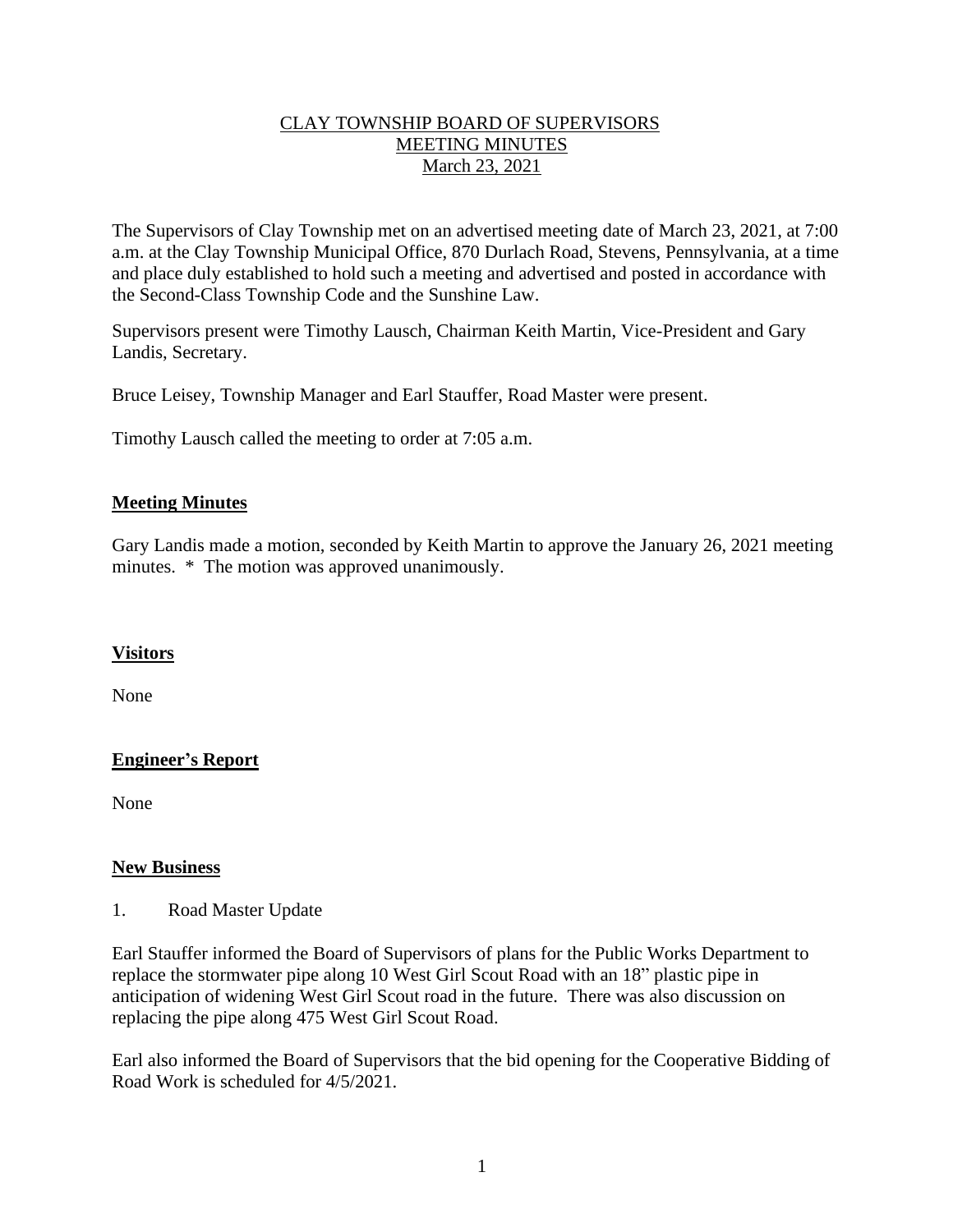CLAY TOWNSHIP BOARD OF SUPERVISORS
MEETING MINUTES
March 23, 2021

The Supervisors of Clay Township met on an advertised meeting date of March 23, 2021, at 7:00 a.m. at the Clay Township Municipal Office, 870 Durlach Road, Stevens, Pennsylvania, at a time and place duly established to hold such a meeting and advertised and posted in accordance with the Second-Class Township Code and the Sunshine Law.

Supervisors present were Timothy Lausch, Chairman Keith Martin, Vice-President and Gary Landis, Secretary.

Bruce Leisey, Township Manager and Earl Stauffer, Road Master were present.

Timothy Lausch called the meeting to order at 7:05 a.m.

## Meeting Minutes

Gary Landis made a motion, seconded by Keith Martin to approve the January 26, 2021 meeting minutes. * The motion was approved unanimously.

## Visitors

None

## Engineer's Report

None

## New Business

1. Road Master Update

Earl Stauffer informed the Board of Supervisors of plans for the Public Works Department to replace the stormwater pipe along 10 West Girl Scout Road with an 18" plastic pipe in anticipation of widening West Girl Scout road in the future. There was also discussion on replacing the pipe along 475 West Girl Scout Road.

Earl also informed the Board of Supervisors that the bid opening for the Cooperative Bidding of Road Work is scheduled for 4/5/2021.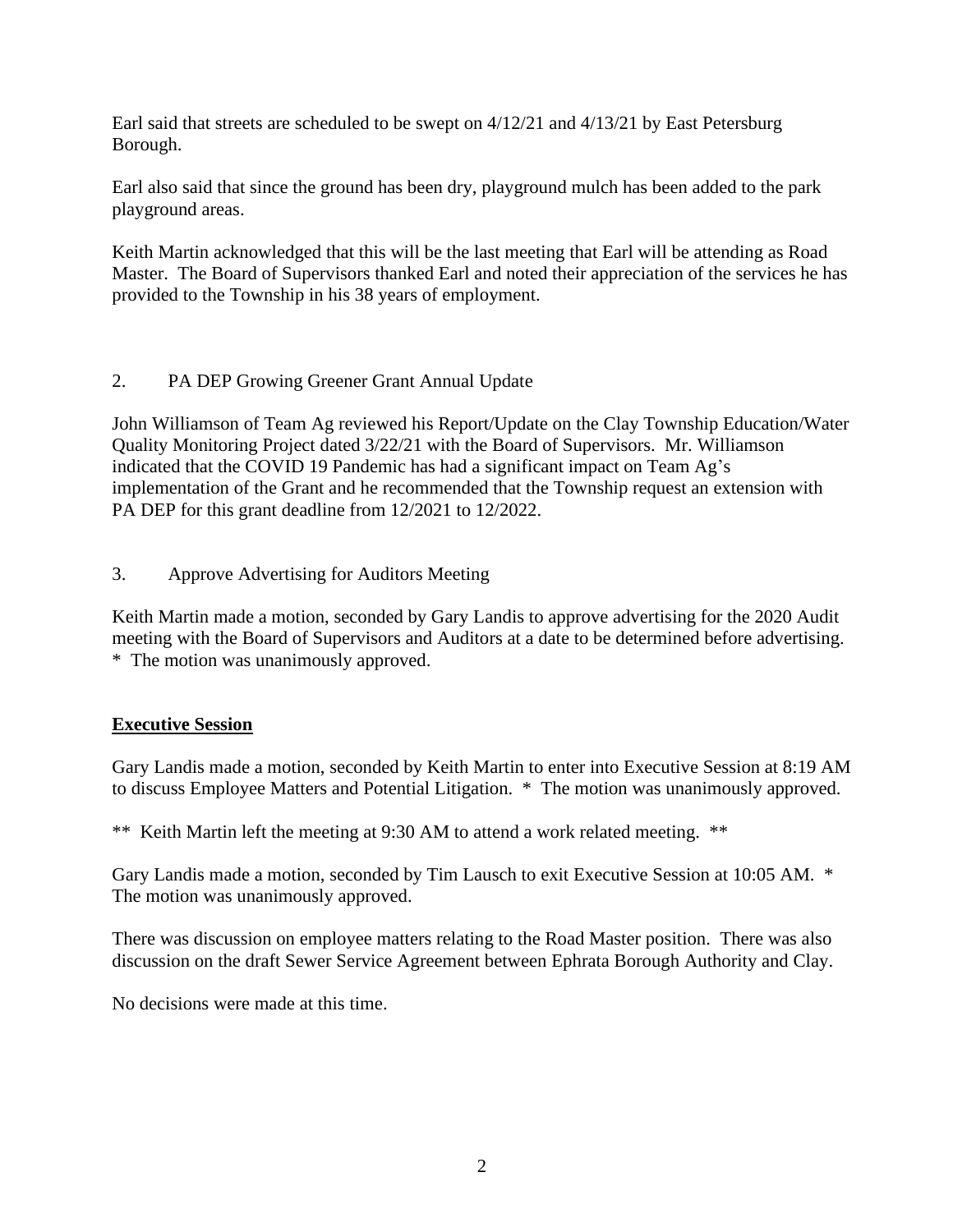Earl said that streets are scheduled to be swept on 4/12/21 and 4/13/21 by East Petersburg Borough.

Earl also said that since the ground has been dry, playground mulch has been added to the park playground areas.

Keith Martin acknowledged that this will be the last meeting that Earl will be attending as Road Master. The Board of Supervisors thanked Earl and noted their appreciation of the services he has provided to the Township in his 38 years of employment.

2. PA DEP Growing Greener Grant Annual Update

John Williamson of Team Ag reviewed his Report/Update on the Clay Township Education/Water Quality Monitoring Project dated 3/22/21 with the Board of Supervisors. Mr. Williamson indicated that the COVID 19 Pandemic has had a significant impact on Team Ag's implementation of the Grant and he recommended that the Township request an extension with PA DEP for this grant deadline from 12/2021 to 12/2022.

3. Approve Advertising for Auditors Meeting

Keith Martin made a motion, seconded by Gary Landis to approve advertising for the 2020 Audit meeting with the Board of Supervisors and Auditors at a date to be determined before advertising.
* The motion was unanimously approved.

**Executive Session**

Gary Landis made a motion, seconded by Keith Martin to enter into Executive Session at 8:19 AM to discuss Employee Matters and Potential Litigation. * The motion was unanimously approved.

** Keith Martin left the meeting at 9:30 AM to attend a work related meeting. **

Gary Landis made a motion, seconded by Tim Lausch to exit Executive Session at 10:05 AM. * The motion was unanimously approved.

There was discussion on employee matters relating to the Road Master position. There was also discussion on the draft Sewer Service Agreement between Ephrata Borough Authority and Clay.

No decisions were made at this time.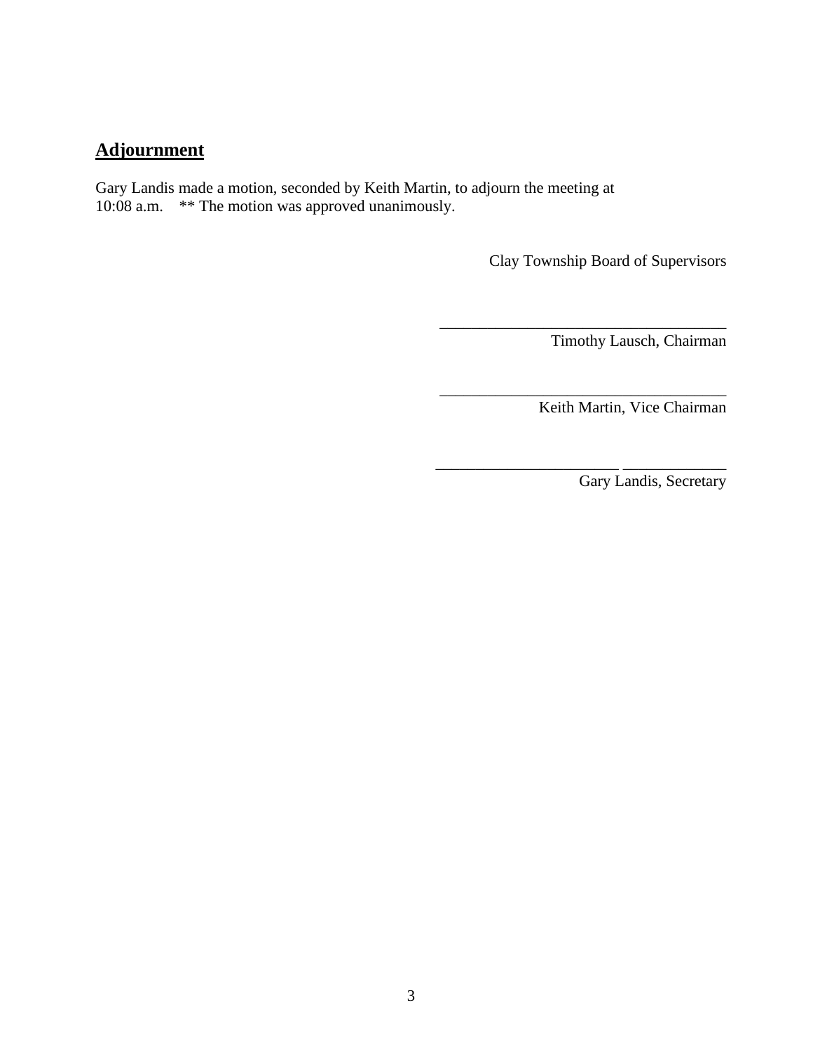## **Adjournment**

Gary Landis made a motion, seconded by Keith Martin, to adjourn the meeting at 10:08 a.m. ** The motion was approved unanimously.

Clay Township Board of Supervisors

_____________________________________
Timothy Lausch, Chairman

_____________________________________
Keith Martin, Vice Chairman

_______________________ _____________
Gary Landis, Secretary